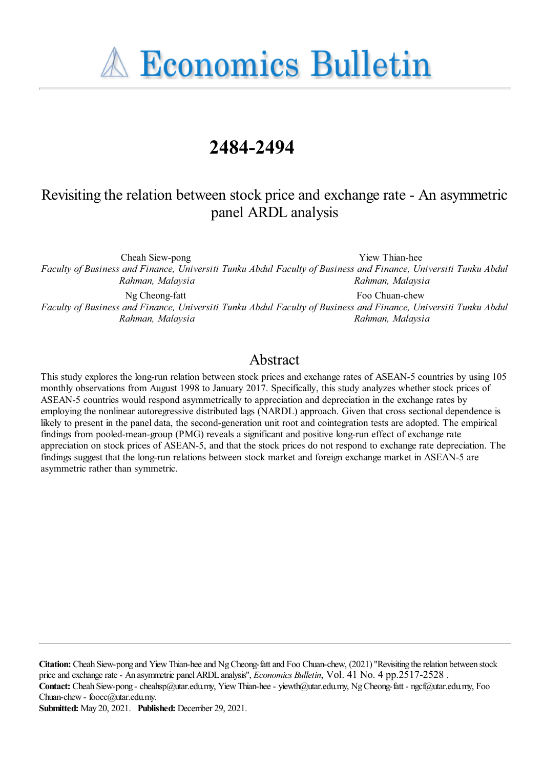# Economics Bulletin

## 2484-2494

# Revisiting the relation between stock price and exchange rate - An asymmetric panel ARDL analysis

Cheah Siew-pong
*Faculty of Business and Finance, Universiti Tunku Abdul Rahman, Malaysia*

Yiew Thian-hee
*Faculty of Business and Finance, Universiti Tunku Abdul Rahman, Malaysia*

Ng Cheong-fatt
*Faculty of Business and Finance, Universiti Tunku Abdul Rahman, Malaysia*

Foo Chuan-chew
*Faculty of Business and Finance, Universiti Tunku Abdul Rahman, Malaysia*

## Abstract

This study explores the long-run relation between stock prices and exchange rates of ASEAN-5 countries by using 105 monthly observations from August 1998 to January 2017. Specifically, this study analyzes whether stock prices of ASEAN-5 countries would respond asymmetrically to appreciation and depreciation in the exchange rates by employing the nonlinear autoregressive distributed lags (NARDL) approach. Given that cross sectional dependence is likely to present in the panel data, the second-generation unit root and cointegration tests are adopted. The empirical findings from pooled-mean-group (PMG) reveals a significant and positive long-run effect of exchange rate appreciation on stock prices of ASEAN-5, and that the stock prices do not respond to exchange rate depreciation. The findings suggest that the long-run relations between stock market and foreign exchange market in ASEAN-5 are asymmetric rather than symmetric.

**Citation:** Cheah Siew-pong and Yiew Thian-hee and Ng Cheong-fatt and Foo Chuan-chew, (2021) "Revisiting the relation between stock price and exchange rate - An asymmetric panel ARDL analysis", *Economics Bulletin*, Vol. 41 No. 4 pp.2517-2528 .
**Contact:** Cheah Siew-pong - cheahsp@utar.edu.my, Yiew Thian-hee - yiewth@utar.edu.my, Ng Cheong-fatt - ngcf@utar.edu.my, Foo Chuan-chew - foocc@utar.edu.my.
**Submitted:** May 20, 2021. **Published:** December 29, 2021.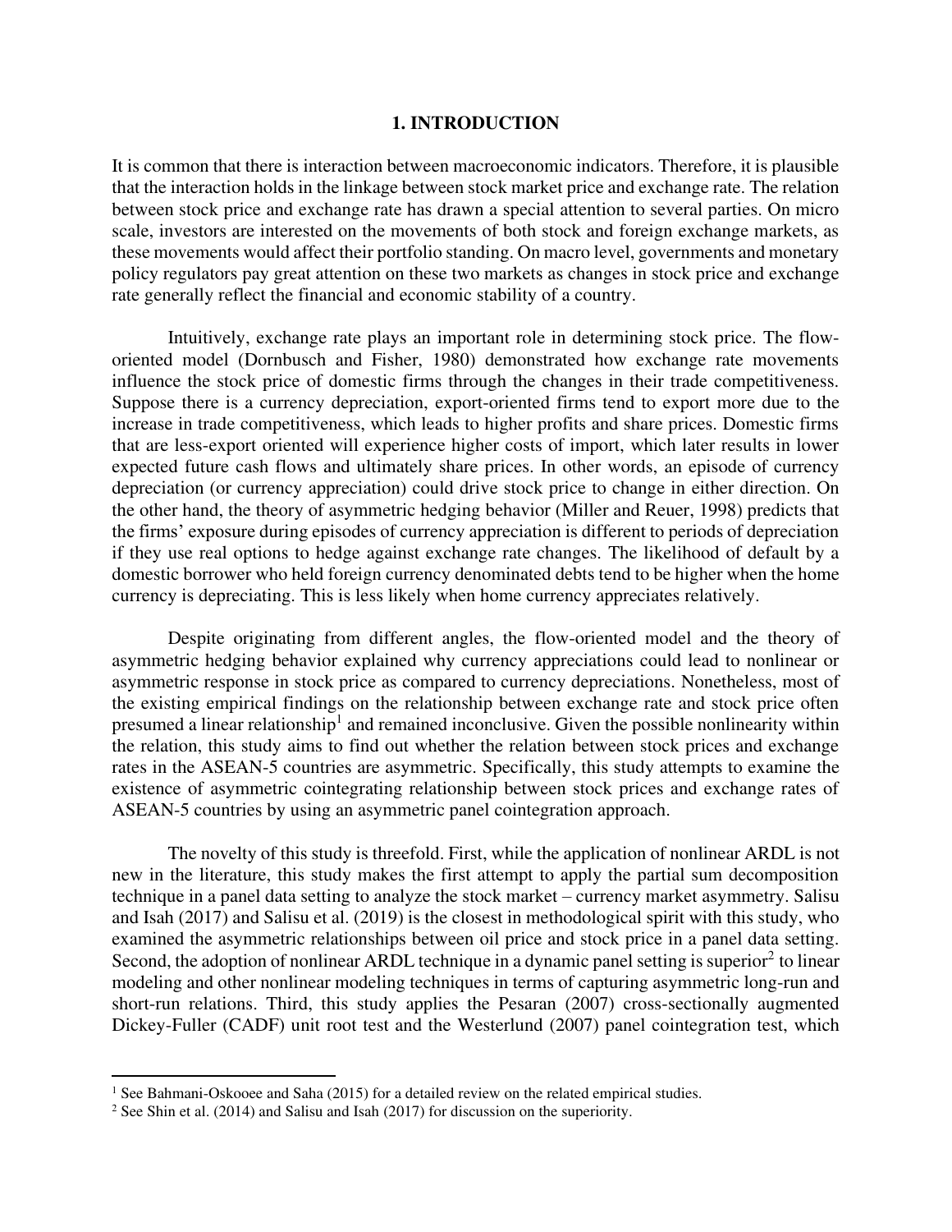## 1. INTRODUCTION

It is common that there is interaction between macroeconomic indicators. Therefore, it is plausible that the interaction holds in the linkage between stock market price and exchange rate. The relation between stock price and exchange rate has drawn a special attention to several parties. On micro scale, investors are interested on the movements of both stock and foreign exchange markets, as these movements would affect their portfolio standing. On macro level, governments and monetary policy regulators pay great attention on these two markets as changes in stock price and exchange rate generally reflect the financial and economic stability of a country.

Intuitively, exchange rate plays an important role in determining stock price. The flow-oriented model (Dornbusch and Fisher, 1980) demonstrated how exchange rate movements influence the stock price of domestic firms through the changes in their trade competitiveness. Suppose there is a currency depreciation, export-oriented firms tend to export more due to the increase in trade competitiveness, which leads to higher profits and share prices. Domestic firms that are less-export oriented will experience higher costs of import, which later results in lower expected future cash flows and ultimately share prices. In other words, an episode of currency depreciation (or currency appreciation) could drive stock price to change in either direction. On the other hand, the theory of asymmetric hedging behavior (Miller and Reuer, 1998) predicts that the firms' exposure during episodes of currency appreciation is different to periods of depreciation if they use real options to hedge against exchange rate changes. The likelihood of default by a domestic borrower who held foreign currency denominated debts tend to be higher when the home currency is depreciating. This is less likely when home currency appreciates relatively.

Despite originating from different angles, the flow-oriented model and the theory of asymmetric hedging behavior explained why currency appreciations could lead to nonlinear or asymmetric response in stock price as compared to currency depreciations. Nonetheless, most of the existing empirical findings on the relationship between exchange rate and stock price often presumed a linear relationship[1] and remained inconclusive. Given the possible nonlinearity within the relation, this study aims to find out whether the relation between stock prices and exchange rates in the ASEAN-5 countries are asymmetric. Specifically, this study attempts to examine the existence of asymmetric cointegrating relationship between stock prices and exchange rates of ASEAN-5 countries by using an asymmetric panel cointegration approach.

The novelty of this study is threefold. First, while the application of nonlinear ARDL is not new in the literature, this study makes the first attempt to apply the partial sum decomposition technique in a panel data setting to analyze the stock market – currency market asymmetry. Salisu and Isah (2017) and Salisu et al. (2019) is the closest in methodological spirit with this study, who examined the asymmetric relationships between oil price and stock price in a panel data setting. Second, the adoption of nonlinear ARDL technique in a dynamic panel setting is superior[2] to linear modeling and other nonlinear modeling techniques in terms of capturing asymmetric long-run and short-run relations. Third, this study applies the Pesaran (2007) cross-sectionally augmented Dickey-Fuller (CADF) unit root test and the Westerlund (2007) panel cointegration test, which

[1] See Bahmani-Oskooee and Saha (2015) for a detailed review on the related empirical studies.

[2] See Shin et al. (2014) and Salisu and Isah (2017) for discussion on the superiority.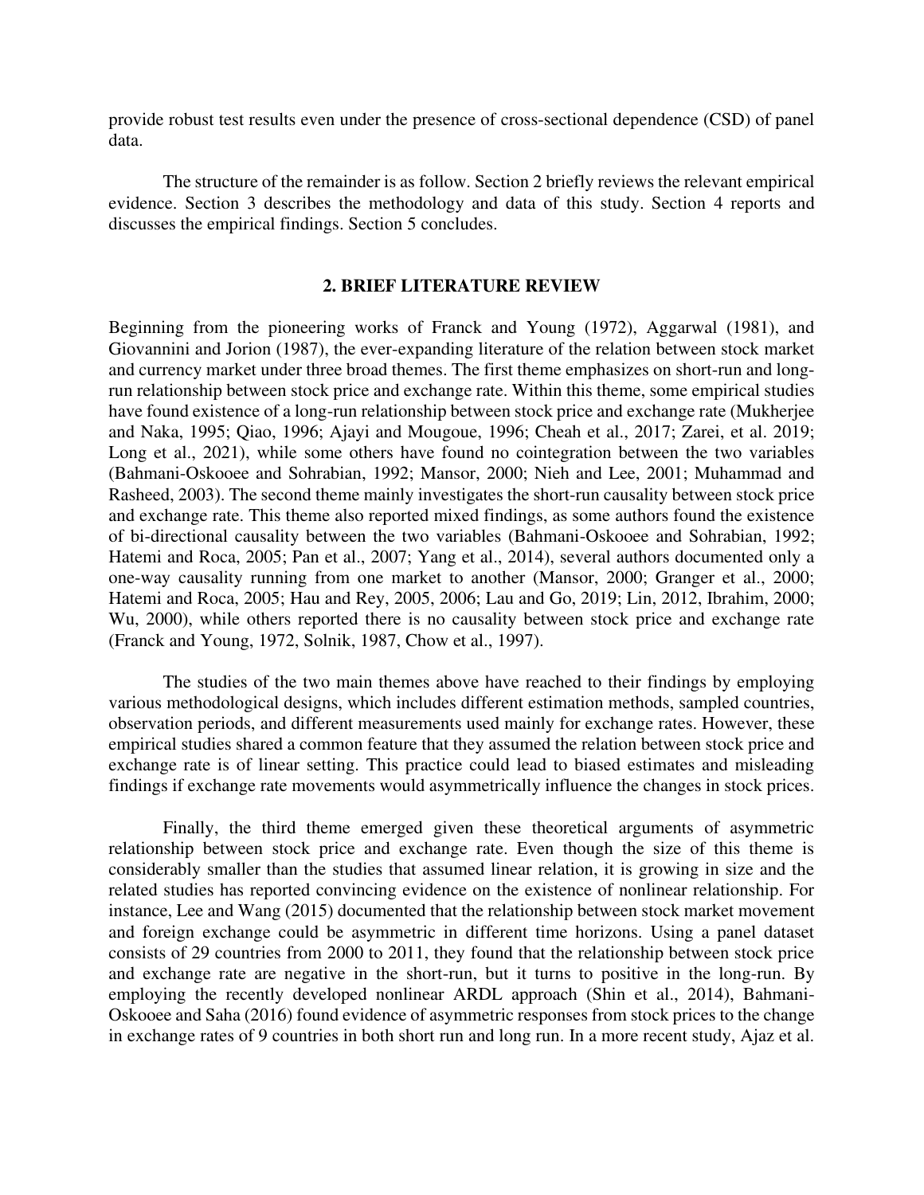provide robust test results even under the presence of cross-sectional dependence (CSD) of panel data.

The structure of the remainder is as follow. Section 2 briefly reviews the relevant empirical evidence. Section 3 describes the methodology and data of this study. Section 4 reports and discusses the empirical findings. Section 5 concludes.

## 2. BRIEF LITERATURE REVIEW

Beginning from the pioneering works of Franck and Young (1972), Aggarwal (1981), and Giovannini and Jorion (1987), the ever-expanding literature of the relation between stock market and currency market under three broad themes. The first theme emphasizes on short-run and long-run relationship between stock price and exchange rate. Within this theme, some empirical studies have found existence of a long-run relationship between stock price and exchange rate (Mukherjee and Naka, 1995; Qiao, 1996; Ajayi and Mougoue, 1996; Cheah et al., 2017; Zarei, et al. 2019; Long et al., 2021), while some others have found no cointegration between the two variables (Bahmani-Oskooee and Sohrabian, 1992; Mansor, 2000; Nieh and Lee, 2001; Muhammad and Rasheed, 2003). The second theme mainly investigates the short-run causality between stock price and exchange rate. This theme also reported mixed findings, as some authors found the existence of bi-directional causality between the two variables (Bahmani-Oskooee and Sohrabian, 1992; Hatemi and Roca, 2005; Pan et al., 2007; Yang et al., 2014), several authors documented only a one-way causality running from one market to another (Mansor, 2000; Granger et al., 2000; Hatemi and Roca, 2005; Hau and Rey, 2005, 2006; Lau and Go, 2019; Lin, 2012, Ibrahim, 2000; Wu, 2000), while others reported there is no causality between stock price and exchange rate (Franck and Young, 1972, Solnik, 1987, Chow et al., 1997).

The studies of the two main themes above have reached to their findings by employing various methodological designs, which includes different estimation methods, sampled countries, observation periods, and different measurements used mainly for exchange rates. However, these empirical studies shared a common feature that they assumed the relation between stock price and exchange rate is of linear setting. This practice could lead to biased estimates and misleading findings if exchange rate movements would asymmetrically influence the changes in stock prices.

Finally, the third theme emerged given these theoretical arguments of asymmetric relationship between stock price and exchange rate. Even though the size of this theme is considerably smaller than the studies that assumed linear relation, it is growing in size and the related studies has reported convincing evidence on the existence of nonlinear relationship. For instance, Lee and Wang (2015) documented that the relationship between stock market movement and foreign exchange could be asymmetric in different time horizons. Using a panel dataset consists of 29 countries from 2000 to 2011, they found that the relationship between stock price and exchange rate are negative in the short-run, but it turns to positive in the long-run. By employing the recently developed nonlinear ARDL approach (Shin et al., 2014), Bahmani-Oskooee and Saha (2016) found evidence of asymmetric responses from stock prices to the change in exchange rates of 9 countries in both short run and long run. In a more recent study, Ajaz et al.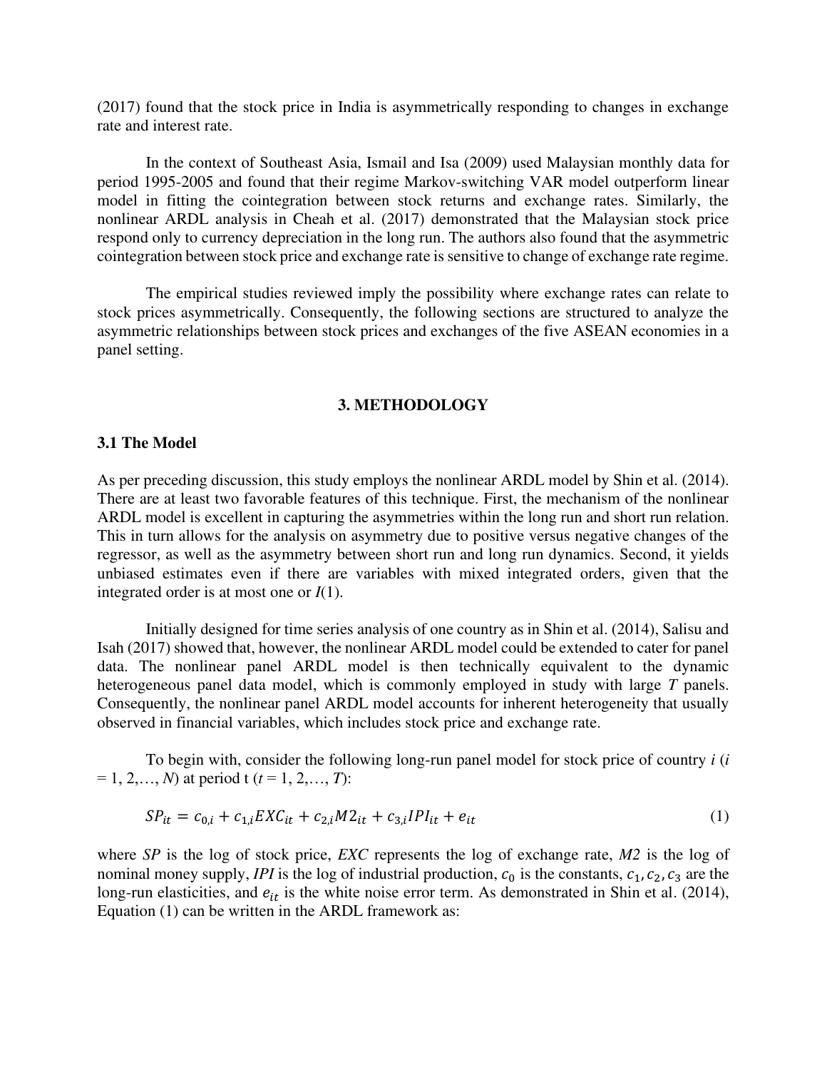(2017) found that the stock price in India is asymmetrically responding to changes in exchange rate and interest rate.

In the context of Southeast Asia, Ismail and Isa (2009) used Malaysian monthly data for period 1995-2005 and found that their regime Markov-switching VAR model outperform linear model in fitting the cointegration between stock returns and exchange rates. Similarly, the nonlinear ARDL analysis in Cheah et al. (2017) demonstrated that the Malaysian stock price respond only to currency depreciation in the long run. The authors also found that the asymmetric cointegration between stock price and exchange rate is sensitive to change of exchange rate regime.

The empirical studies reviewed imply the possibility where exchange rates can relate to stock prices asymmetrically. Consequently, the following sections are structured to analyze the asymmetric relationships between stock prices and exchanges of the five ASEAN economies in a panel setting.

## 3. METHODOLOGY

### 3.1 The Model

As per preceding discussion, this study employs the nonlinear ARDL model by Shin et al. (2014). There are at least two favorable features of this technique. First, the mechanism of the nonlinear ARDL model is excellent in capturing the asymmetries within the long run and short run relation. This in turn allows for the analysis on asymmetry due to positive versus negative changes of the regressor, as well as the asymmetry between short run and long run dynamics. Second, it yields unbiased estimates even if there are variables with mixed integrated orders, given that the integrated order is at most one or *I*(1).

Initially designed for time series analysis of one country as in Shin et al. (2014), Salisu and Isah (2017) showed that, however, the nonlinear ARDL model could be extended to cater for panel data. The nonlinear panel ARDL model is then technically equivalent to the dynamic heterogeneous panel data model, which is commonly employed in study with large *T* panels. Consequently, the nonlinear panel ARDL model accounts for inherent heterogeneity that usually observed in financial variables, which includes stock price and exchange rate.

To begin with, consider the following long-run panel model for stock price of country *i* (*i* = 1, 2,…, *N*) at period t (*t* = 1, 2,…, *T*):

$$SP_{it} = c_{0,i} + c_{1,i}EXC_{it} + c_{2,i}M2_{it} + c_{3,i}IPI_{it} + e_{it} \tag{1}$$

where *SP* is the log of stock price, *EXC* represents the log of exchange rate, *M2* is the log of nominal money supply, *IPI* is the log of industrial production, $c_0$ is the constants, $c_1, c_2, c_3$ are the long-run elasticities, and $e_{it}$ is the white noise error term. As demonstrated in Shin et al. (2014), Equation (1) can be written in the ARDL framework as: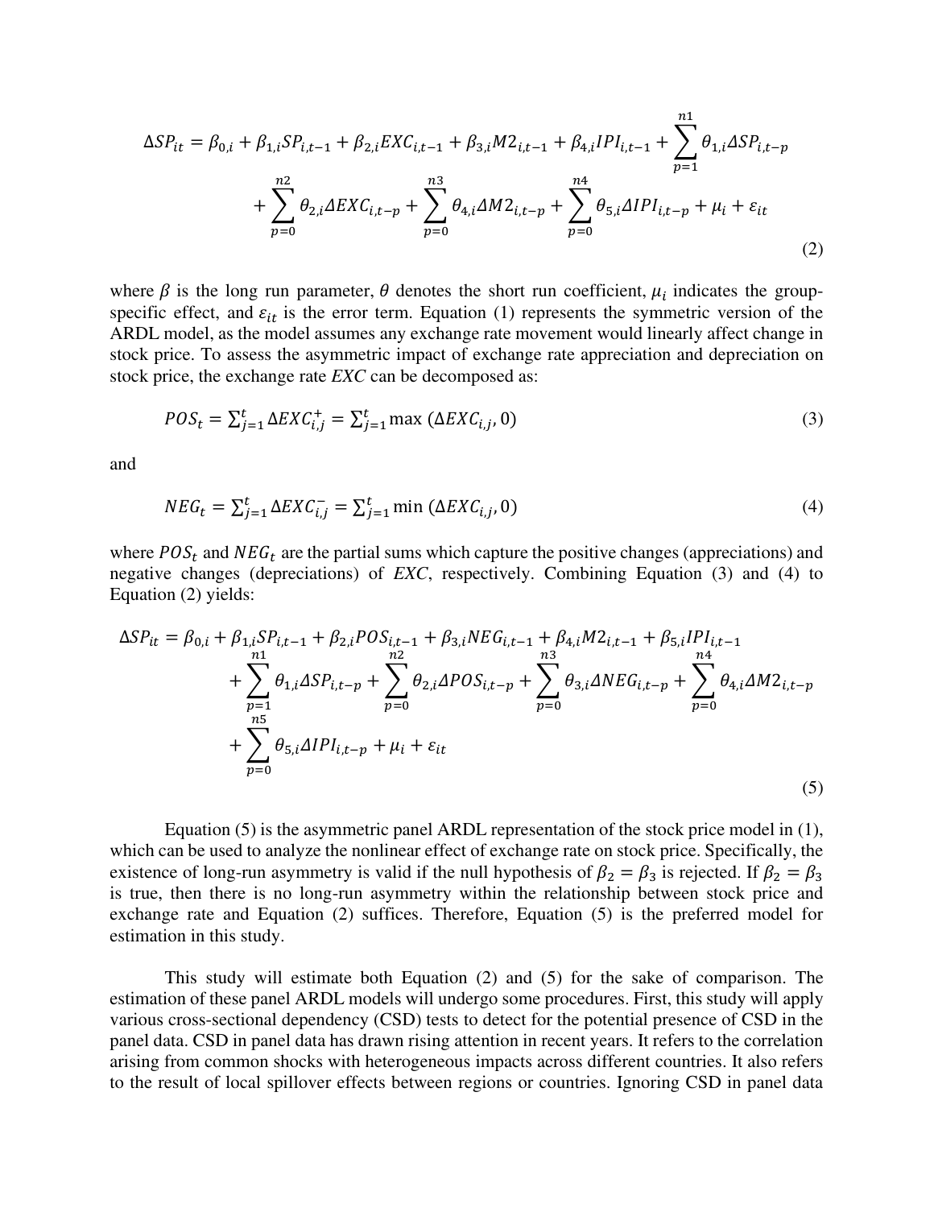$$\Delta SP_{it} = \beta_{0,i} + \beta_{1,i}SP_{i,t-1} + \beta_{2,i}EXC_{i,t-1} + \beta_{3,i}M2_{i,t-1} + \beta_{4,i}IPI_{i,t-1} + \sum_{p=1}^{n1}\theta_{1,i}\Delta SP_{i,t-p} + \sum_{p=0}^{n2}\theta_{2,i}\Delta EXC_{i,t-p} + \sum_{p=0}^{n3}\theta_{4,i}\Delta M2_{i,t-p} + \sum_{p=0}^{n4}\theta_{5,i}\Delta IPI_{i,t-p} + \mu_i + \varepsilon_{it} \tag{2}$$

where $\beta$ is the long run parameter, $\theta$ denotes the short run coefficient, $\mu_i$ indicates the group-specific effect, and $\varepsilon_{it}$ is the error term. Equation (1) represents the symmetric version of the ARDL model, as the model assumes any exchange rate movement would linearly affect change in stock price. To assess the asymmetric impact of exchange rate appreciation and depreciation on stock price, the exchange rate *EXC* can be decomposed as:

$$POS_t = \sum_{j=1}^{t}\Delta EXC_{i,j}^{+} = \sum_{j=1}^{t}\max\left(\Delta EXC_{i,j}, 0\right) \tag{3}$$

and

$$NEG_t = \sum_{j=1}^{t}\Delta EXC_{i,j}^{-} = \sum_{j=1}^{t}\min\left(\Delta EXC_{i,j}, 0\right) \tag{4}$$

where $POS_t$ and $NEG_t$ are the partial sums which capture the positive changes (appreciations) and negative changes (depreciations) of *EXC*, respectively. Combining Equation (3) and (4) to Equation (2) yields:

$$\Delta SP_{it} = \beta_{0,i} + \beta_{1,i}SP_{i,t-1} + \beta_{2,i}POS_{i,t-1} + \beta_{3,i}NEG_{i,t-1} + \beta_{4,i}M2_{i,t-1} + \beta_{5,i}IPI_{i,t-1} + \sum_{p=1}^{n1}\theta_{1,i}\Delta SP_{i,t-p} + \sum_{p=0}^{n2}\theta_{2,i}\Delta POS_{i,t-p} + \sum_{p=0}^{n3}\theta_{3,i}\Delta NEG_{i,t-p} + \sum_{p=0}^{n4}\theta_{4,i}\Delta M2_{i,t-p} + \sum_{p=0}^{n5}\theta_{5,i}\Delta IPI_{i,t-p} + \mu_i + \varepsilon_{it} \tag{5}$$

Equation (5) is the asymmetric panel ARDL representation of the stock price model in (1), which can be used to analyze the nonlinear effect of exchange rate on stock price. Specifically, the existence of long-run asymmetry is valid if the null hypothesis of $\beta_2 = \beta_3$ is rejected. If $\beta_2 = \beta_3$ is true, then there is no long-run asymmetry within the relationship between stock price and exchange rate and Equation (2) suffices. Therefore, Equation (5) is the preferred model for estimation in this study.

This study will estimate both Equation (2) and (5) for the sake of comparison. The estimation of these panel ARDL models will undergo some procedures. First, this study will apply various cross-sectional dependency (CSD) tests to detect for the potential presence of CSD in the panel data. CSD in panel data has drawn rising attention in recent years. It refers to the correlation arising from common shocks with heterogeneous impacts across different countries. It also refers to the result of local spillover effects between regions or countries. Ignoring CSD in panel data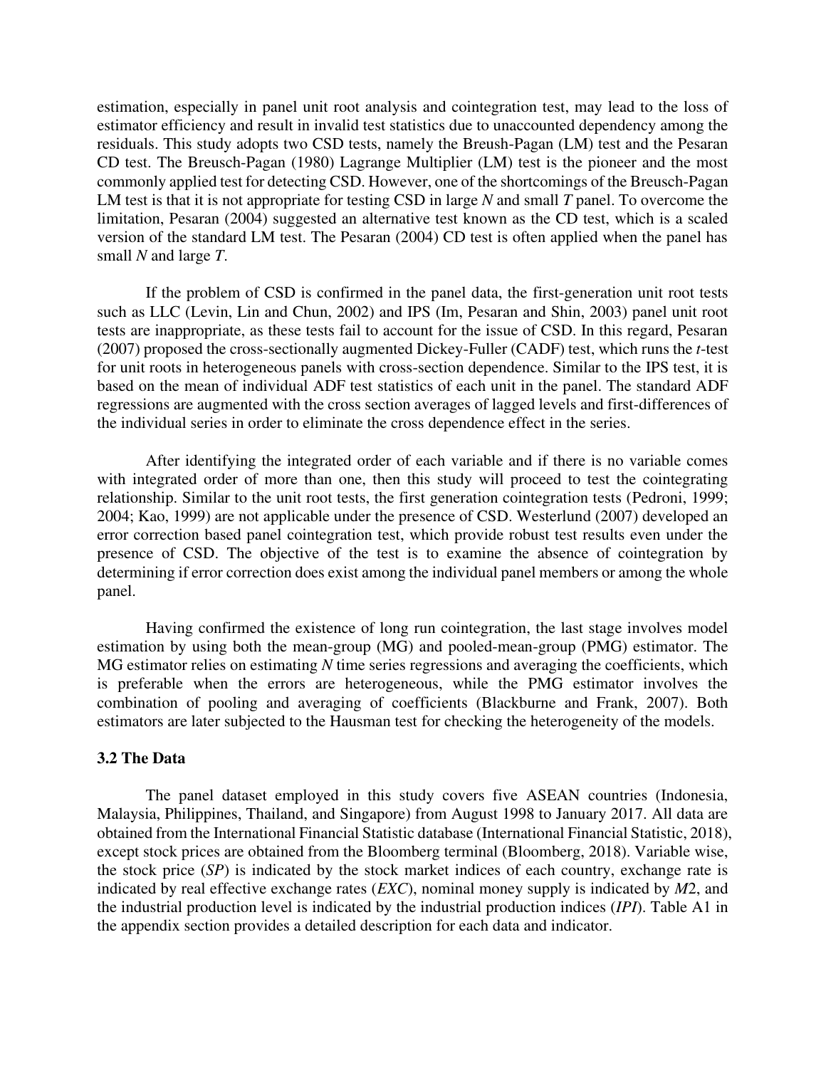estimation, especially in panel unit root analysis and cointegration test, may lead to the loss of estimator efficiency and result in invalid test statistics due to unaccounted dependency among the residuals. This study adopts two CSD tests, namely the Breush-Pagan (LM) test and the Pesaran CD test. The Breusch-Pagan (1980) Lagrange Multiplier (LM) test is the pioneer and the most commonly applied test for detecting CSD. However, one of the shortcomings of the Breusch-Pagan LM test is that it is not appropriate for testing CSD in large $N$ and small $T$ panel. To overcome the limitation, Pesaran (2004) suggested an alternative test known as the CD test, which is a scaled version of the standard LM test. The Pesaran (2004) CD test is often applied when the panel has small $N$ and large $T$.

If the problem of CSD is confirmed in the panel data, the first-generation unit root tests such as LLC (Levin, Lin and Chun, 2002) and IPS (Im, Pesaran and Shin, 2003) panel unit root tests are inappropriate, as these tests fail to account for the issue of CSD. In this regard, Pesaran (2007) proposed the cross-sectionally augmented Dickey-Fuller (CADF) test, which runs the $t$-test for unit roots in heterogeneous panels with cross-section dependence. Similar to the IPS test, it is based on the mean of individual ADF test statistics of each unit in the panel. The standard ADF regressions are augmented with the cross section averages of lagged levels and first-differences of the individual series in order to eliminate the cross dependence effect in the series.

After identifying the integrated order of each variable and if there is no variable comes with integrated order of more than one, then this study will proceed to test the cointegrating relationship. Similar to the unit root tests, the first generation cointegration tests (Pedroni, 1999; 2004; Kao, 1999) are not applicable under the presence of CSD. Westerlund (2007) developed an error correction based panel cointegration test, which provide robust test results even under the presence of CSD. The objective of the test is to examine the absence of cointegration by determining if error correction does exist among the individual panel members or among the whole panel.

Having confirmed the existence of long run cointegration, the last stage involves model estimation by using both the mean-group (MG) and pooled-mean-group (PMG) estimator. The MG estimator relies on estimating $N$ time series regressions and averaging the coefficients, which is preferable when the errors are heterogeneous, while the PMG estimator involves the combination of pooling and averaging of coefficients (Blackburne and Frank, 2007). Both estimators are later subjected to the Hausman test for checking the heterogeneity of the models.

### 3.2 The Data

The panel dataset employed in this study covers five ASEAN countries (Indonesia, Malaysia, Philippines, Thailand, and Singapore) from August 1998 to January 2017. All data are obtained from the International Financial Statistic database (International Financial Statistic, 2018), except stock prices are obtained from the Bloomberg terminal (Bloomberg, 2018). Variable wise, the stock price (*SP*) is indicated by the stock market indices of each country, exchange rate is indicated by real effective exchange rates (*EXC*), nominal money supply is indicated by $M2$, and the industrial production level is indicated by the industrial production indices (*IPI*). Table A1 in the appendix section provides a detailed description for each data and indicator.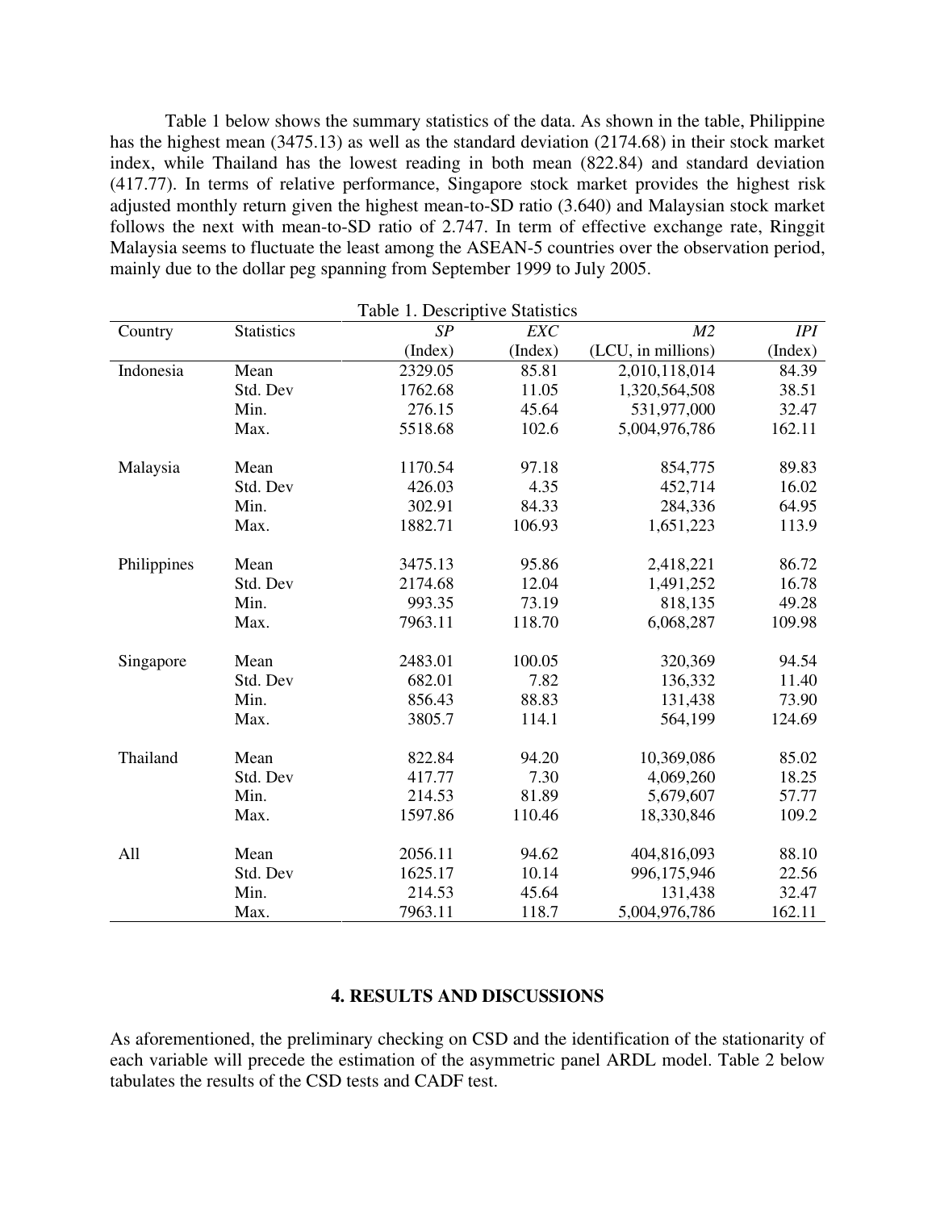Table 1 below shows the summary statistics of the data. As shown in the table, Philippine has the highest mean (3475.13) as well as the standard deviation (2174.68) in their stock market index, while Thailand has the lowest reading in both mean (822.84) and standard deviation (417.77). In terms of relative performance, Singapore stock market provides the highest risk adjusted monthly return given the highest mean-to-SD ratio (3.640) and Malaysian stock market follows the next with mean-to-SD ratio of 2.747. In term of effective exchange rate, Ringgit Malaysia seems to fluctuate the least among the ASEAN-5 countries over the observation period, mainly due to the dollar peg spanning from September 1999 to July 2005.

Table 1. Descriptive Statistics

| Country | Statistics | *SP* (Index) | *EXC* (Index) | *M2* (LCU, in millions) | *IPI* (Index) |
|---|---|---|---|---|---|
| Indonesia | Mean | 2329.05 | 85.81 | 2,010,118,014 | 84.39 |
| | Std. Dev | 1762.68 | 11.05 | 1,320,564,508 | 38.51 |
| | Min. | 276.15 | 45.64 | 531,977,000 | 32.47 |
| | Max. | 5518.68 | 102.6 | 5,004,976,786 | 162.11 |
| Malaysia | Mean | 1170.54 | 97.18 | 854,775 | 89.83 |
| | Std. Dev | 426.03 | 4.35 | 452,714 | 16.02 |
| | Min. | 302.91 | 84.33 | 284,336 | 64.95 |
| | Max. | 1882.71 | 106.93 | 1,651,223 | 113.9 |
| Philippines | Mean | 3475.13 | 95.86 | 2,418,221 | 86.72 |
| | Std. Dev | 2174.68 | 12.04 | 1,491,252 | 16.78 |
| | Min. | 993.35 | 73.19 | 818,135 | 49.28 |
| | Max. | 7963.11 | 118.70 | 6,068,287 | 109.98 |
| Singapore | Mean | 2483.01 | 100.05 | 320,369 | 94.54 |
| | Std. Dev | 682.01 | 7.82 | 136,332 | 11.40 |
| | Min. | 856.43 | 88.83 | 131,438 | 73.90 |
| | Max. | 3805.7 | 114.1 | 564,199 | 124.69 |
| Thailand | Mean | 822.84 | 94.20 | 10,369,086 | 85.02 |
| | Std. Dev | 417.77 | 7.30 | 4,069,260 | 18.25 |
| | Min. | 214.53 | 81.89 | 5,679,607 | 57.77 |
| | Max. | 1597.86 | 110.46 | 18,330,846 | 109.2 |
| All | Mean | 2056.11 | 94.62 | 404,816,093 | 88.10 |
| | Std. Dev | 1625.17 | 10.14 | 996,175,946 | 22.56 |
| | Min. | 214.53 | 45.64 | 131,438 | 32.47 |
| | Max. | 7963.11 | 118.7 | 5,004,976,786 | 162.11 |

## 4. RESULTS AND DISCUSSIONS

As aforementioned, the preliminary checking on CSD and the identification of the stationarity of each variable will precede the estimation of the asymmetric panel ARDL model. Table 2 below tabulates the results of the CSD tests and CADF test.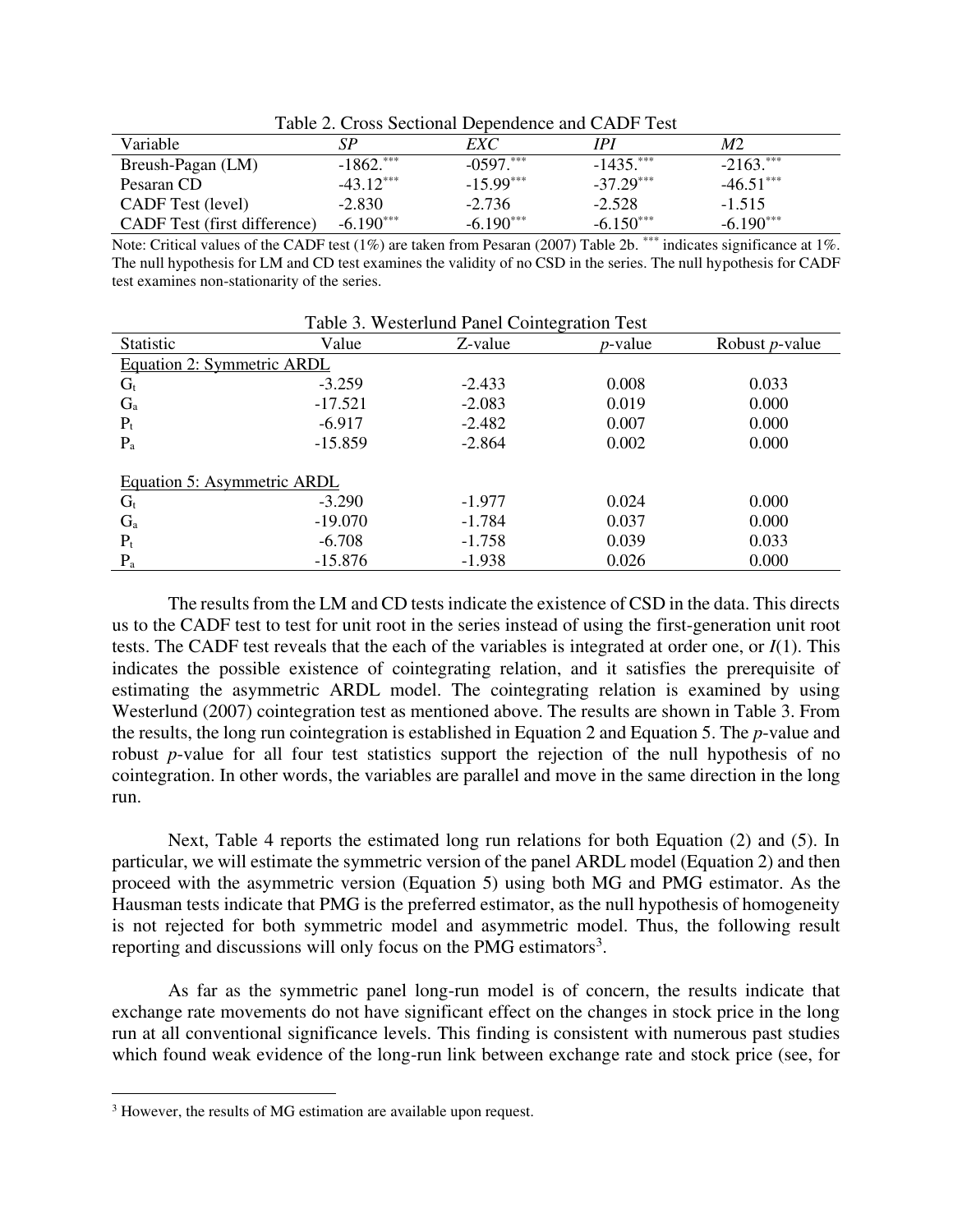Table 2. Cross Sectional Dependence and CADF Test

| Variable | *SP* | *EXC* | *IPI* | *M*2 |
|---|---|---|---|---|
| Breush-Pagan (LM) | -1862.$^{***}$ | -0597.$^{***}$ | -1435.$^{***}$ | -2163.$^{***}$ |
| Pesaran CD | -43.12$^{***}$ | -15.99$^{***}$ | -37.29$^{***}$ | -46.51$^{***}$ |
| CADF Test (level) | -2.830 | -2.736 | -2.528 | -1.515 |
| CADF Test (first difference) | -6.190$^{***}$ | -6.190$^{***}$ | -6.150$^{***}$ | -6.190$^{***}$ |

Note: Critical values of the CADF test (1%) are taken from Pesaran (2007) Table 2b. $^{***}$ indicates significance at 1%. The null hypothesis for LM and CD test examines the validity of no CSD in the series. The null hypothesis for CADF test examines non-stationarity of the series.

Table 3. Westerlund Panel Cointegration Test

| Statistic | Value | Z-value | *p*-value | Robust *p*-value |
|---|---|---|---|---|
| Equation 2: Symmetric ARDL | | | | |
| $G_t$ | -3.259 | -2.433 | 0.008 | 0.033 |
| $G_a$ | -17.521 | -2.083 | 0.019 | 0.000 |
| $P_t$ | -6.917 | -2.482 | 0.007 | 0.000 |
| $P_a$ | -15.859 | -2.864 | 0.002 | 0.000 |
| Equation 5: Asymmetric ARDL | | | | |
| $G_t$ | -3.290 | -1.977 | 0.024 | 0.000 |
| $G_a$ | -19.070 | -1.784 | 0.037 | 0.000 |
| $P_t$ | -6.708 | -1.758 | 0.039 | 0.033 |
| $P_a$ | -15.876 | -1.938 | 0.026 | 0.000 |

The results from the LM and CD tests indicate the existence of CSD in the data. This directs us to the CADF test to test for unit root in the series instead of using the first-generation unit root tests. The CADF test reveals that the each of the variables is integrated at order one, or *I*(1). This indicates the possible existence of cointegrating relation, and it satisfies the prerequisite of estimating the asymmetric ARDL model. The cointegrating relation is examined by using Westerlund (2007) cointegration test as mentioned above. The results are shown in Table 3. From the results, the long run cointegration is established in Equation 2 and Equation 5. The *p*-value and robust *p*-value for all four test statistics support the rejection of the null hypothesis of no cointegration. In other words, the variables are parallel and move in the same direction in the long run.

Next, Table 4 reports the estimated long run relations for both Equation (2) and (5). In particular, we will estimate the symmetric version of the panel ARDL model (Equation 2) and then proceed with the asymmetric version (Equation 5) using both MG and PMG estimator. As the Hausman tests indicate that PMG is the preferred estimator, as the null hypothesis of homogeneity is not rejected for both symmetric model and asymmetric model. Thus, the following result reporting and discussions will only focus on the PMG estimators[3].

As far as the symmetric panel long-run model is of concern, the results indicate that exchange rate movements do not have significant effect on the changes in stock price in the long run at all conventional significance levels. This finding is consistent with numerous past studies which found weak evidence of the long-run link between exchange rate and stock price (see, for

[3] However, the results of MG estimation are available upon request.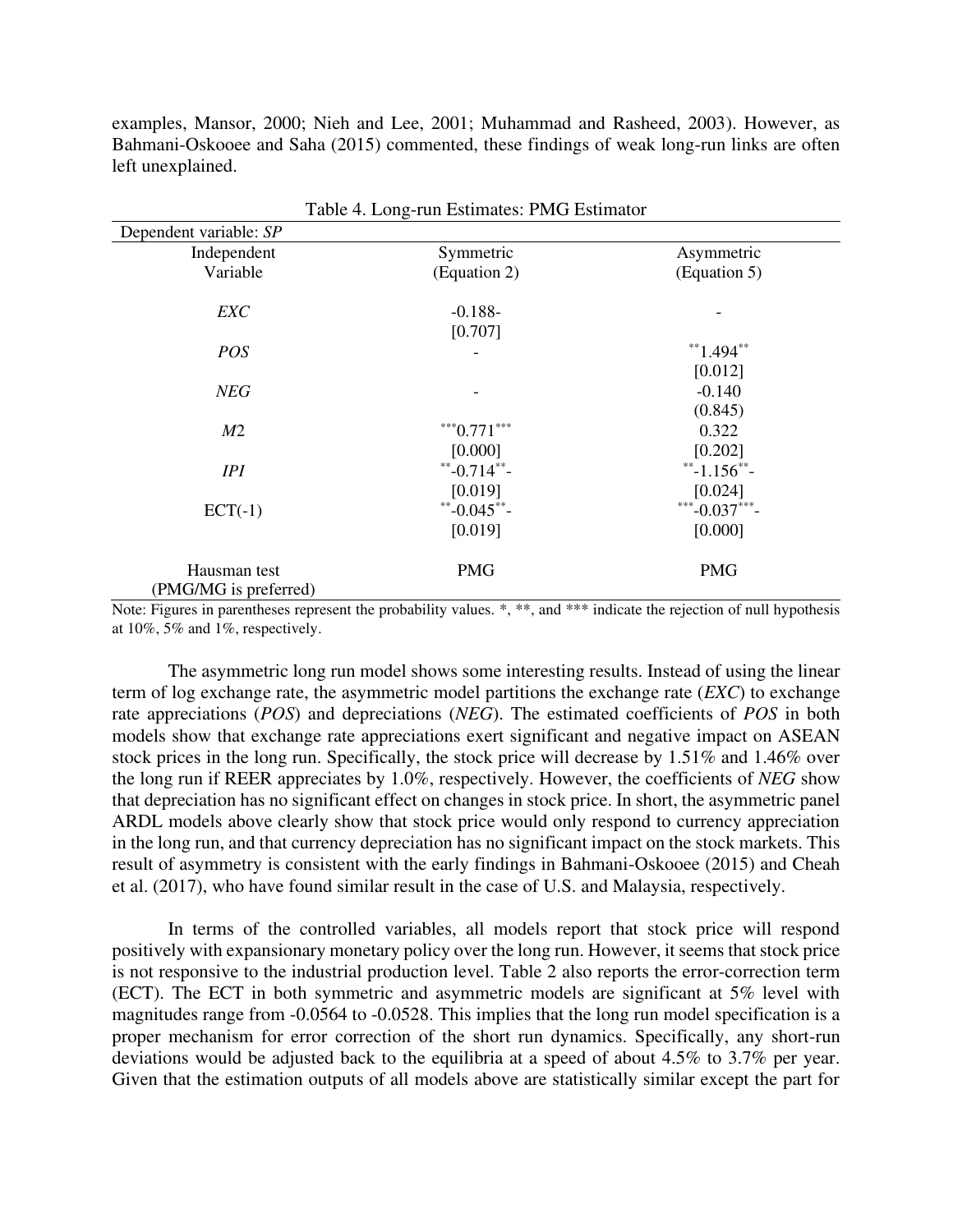examples, Mansor, 2000; Nieh and Lee, 2001; Muhammad and Rasheed, 2003). However, as Bahmani-Oskooee and Saha (2015) commented, these findings of weak long-run links are often left unexplained.

Table 4. Long-run Estimates: PMG Estimator

| Dependent variable: *SP* | | |
|---|---|---|
| Independent Variable | Symmetric (Equation 2) | Asymmetric (Equation 5) |
| *EXC* | -0.188- [0.707] | - |
| *POS* | - | **1.494** [0.012] |
| *NEG* | - | -0.140 (0.845) |
| *M*2 | ***0.771*** [0.000] | 0.322 [0.202] |
| *IPI* | **-0.714**- [0.019] | **-1.156**- [0.024] |
| ECT(-1) | **-0.045**- [0.019] | ***-0.037***- [0.000] |
| Hausman test (PMG/MG is preferred) | PMG | PMG |

Note: Figures in parentheses represent the probability values. *, **, and *** indicate the rejection of null hypothesis at 10%, 5% and 1%, respectively.

The asymmetric long run model shows some interesting results. Instead of using the linear term of log exchange rate, the asymmetric model partitions the exchange rate (*EXC*) to exchange rate appreciations (*POS*) and depreciations (*NEG*). The estimated coefficients of *POS* in both models show that exchange rate appreciations exert significant and negative impact on ASEAN stock prices in the long run. Specifically, the stock price will decrease by 1.51% and 1.46% over the long run if REER appreciates by 1.0%, respectively. However, the coefficients of *NEG* show that depreciation has no significant effect on changes in stock price. In short, the asymmetric panel ARDL models above clearly show that stock price would only respond to currency appreciation in the long run, and that currency depreciation has no significant impact on the stock markets. This result of asymmetry is consistent with the early findings in Bahmani-Oskooee (2015) and Cheah et al. (2017), who have found similar result in the case of U.S. and Malaysia, respectively.

In terms of the controlled variables, all models report that stock price will respond positively with expansionary monetary policy over the long run. However, it seems that stock price is not responsive to the industrial production level. Table 2 also reports the error-correction term (ECT). The ECT in both symmetric and asymmetric models are significant at 5% level with magnitudes range from -0.0564 to -0.0528. This implies that the long run model specification is a proper mechanism for error correction of the short run dynamics. Specifically, any short-run deviations would be adjusted back to the equilibria at a speed of about 4.5% to 3.7% per year. Given that the estimation outputs of all models above are statistically similar except the part for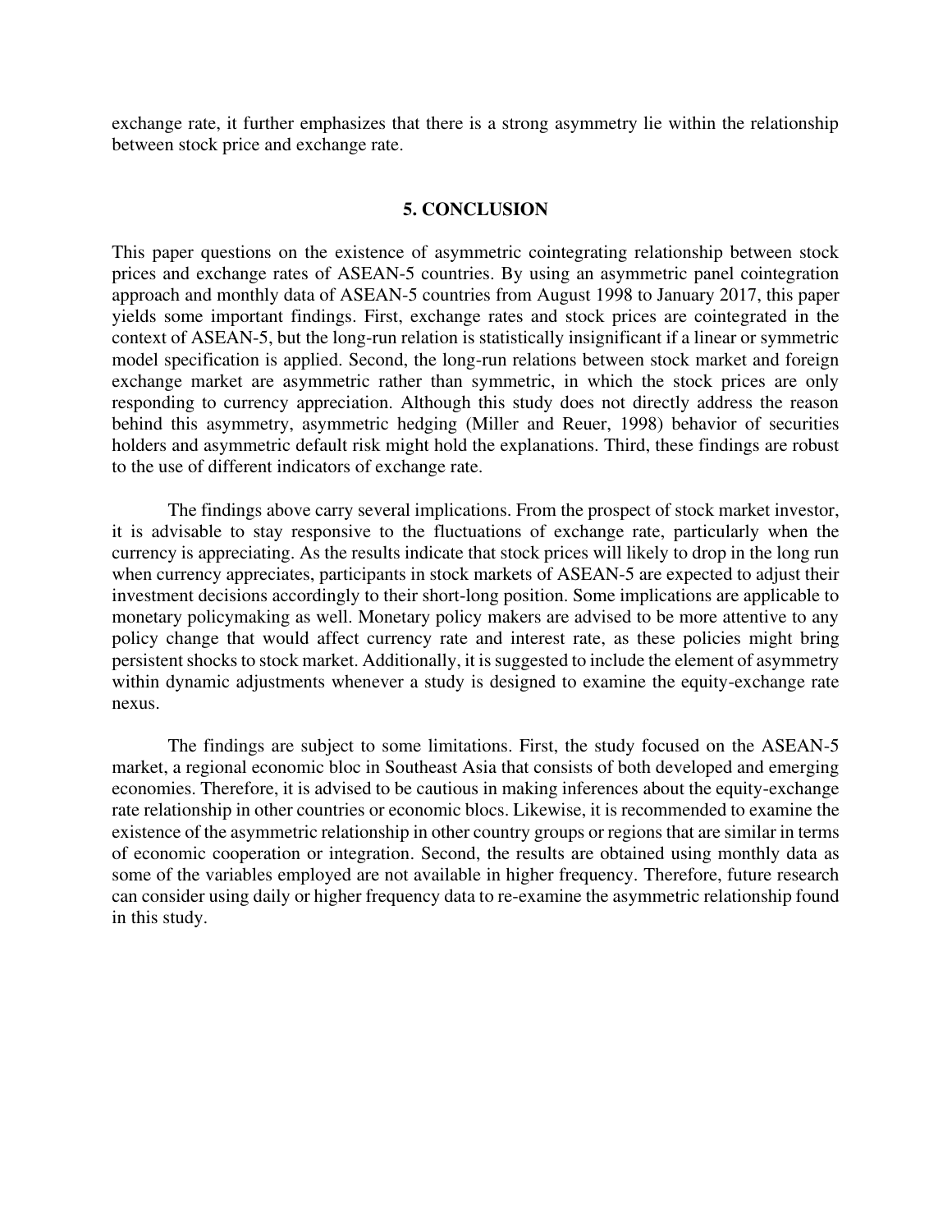exchange rate, it further emphasizes that there is a strong asymmetry lie within the relationship between stock price and exchange rate.

## 5. CONCLUSION

This paper questions on the existence of asymmetric cointegrating relationship between stock prices and exchange rates of ASEAN-5 countries. By using an asymmetric panel cointegration approach and monthly data of ASEAN-5 countries from August 1998 to January 2017, this paper yields some important findings. First, exchange rates and stock prices are cointegrated in the context of ASEAN-5, but the long-run relation is statistically insignificant if a linear or symmetric model specification is applied. Second, the long-run relations between stock market and foreign exchange market are asymmetric rather than symmetric, in which the stock prices are only responding to currency appreciation. Although this study does not directly address the reason behind this asymmetry, asymmetric hedging (Miller and Reuer, 1998) behavior of securities holders and asymmetric default risk might hold the explanations. Third, these findings are robust to the use of different indicators of exchange rate.

The findings above carry several implications. From the prospect of stock market investor, it is advisable to stay responsive to the fluctuations of exchange rate, particularly when the currency is appreciating. As the results indicate that stock prices will likely to drop in the long run when currency appreciates, participants in stock markets of ASEAN-5 are expected to adjust their investment decisions accordingly to their short-long position. Some implications are applicable to monetary policymaking as well. Monetary policy makers are advised to be more attentive to any policy change that would affect currency rate and interest rate, as these policies might bring persistent shocks to stock market. Additionally, it is suggested to include the element of asymmetry within dynamic adjustments whenever a study is designed to examine the equity-exchange rate nexus.

The findings are subject to some limitations. First, the study focused on the ASEAN-5 market, a regional economic bloc in Southeast Asia that consists of both developed and emerging economies. Therefore, it is advised to be cautious in making inferences about the equity-exchange rate relationship in other countries or economic blocs. Likewise, it is recommended to examine the existence of the asymmetric relationship in other country groups or regions that are similar in terms of economic cooperation or integration. Second, the results are obtained using monthly data as some of the variables employed are not available in higher frequency. Therefore, future research can consider using daily or higher frequency data to re-examine the asymmetric relationship found in this study.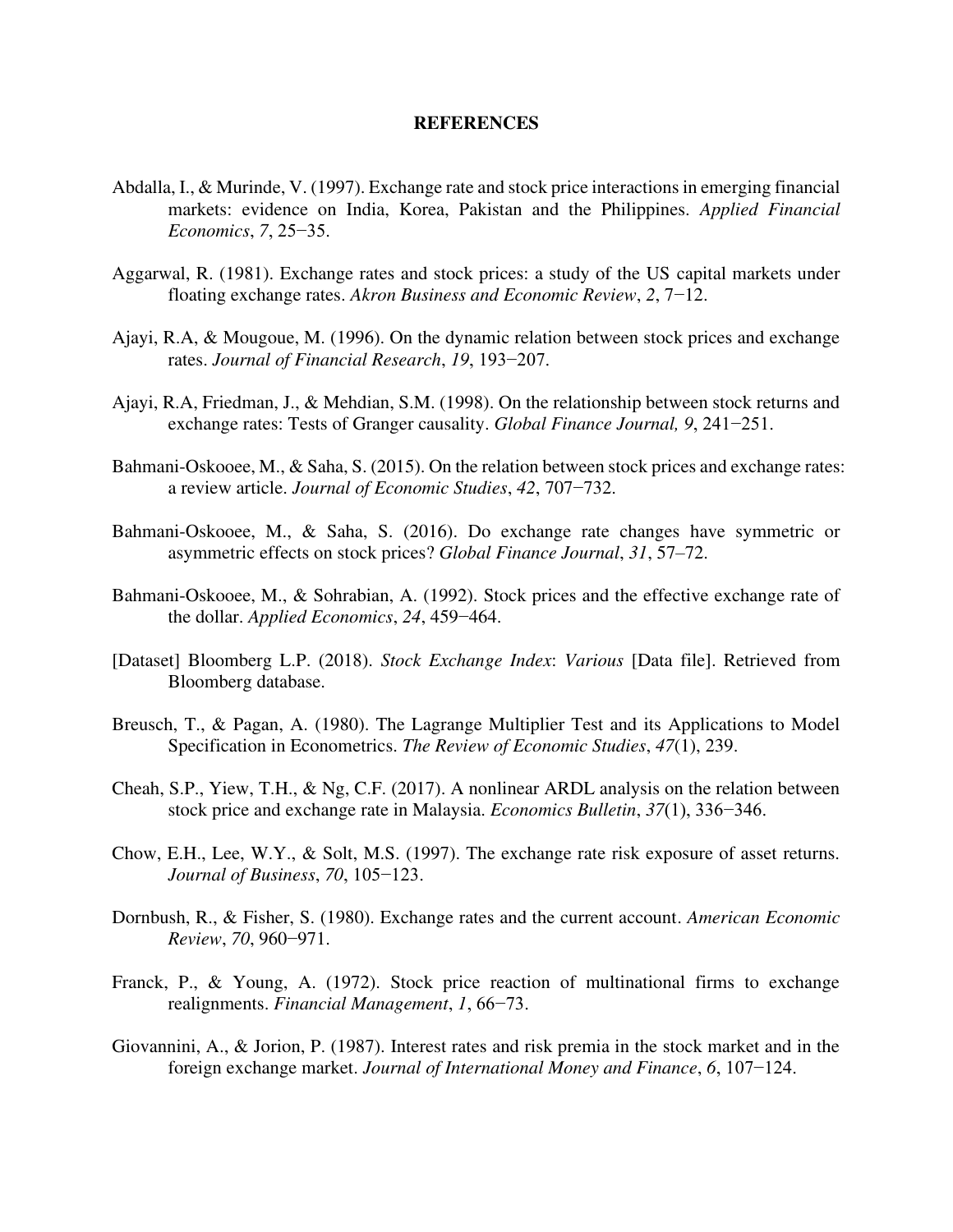# REFERENCES

Abdalla, I., & Murinde, V. (1997). Exchange rate and stock price interactions in emerging financial markets: evidence on India, Korea, Pakistan and the Philippines. *Applied Financial Economics*, *7*, 25−35.

Aggarwal, R. (1981). Exchange rates and stock prices: a study of the US capital markets under floating exchange rates. *Akron Business and Economic Review*, *2*, 7−12.

Ajayi, R.A, & Mougoue, M. (1996). On the dynamic relation between stock prices and exchange rates. *Journal of Financial Research*, *19*, 193−207.

Ajayi, R.A, Friedman, J., & Mehdian, S.M. (1998). On the relationship between stock returns and exchange rates: Tests of Granger causality. *Global Finance Journal, 9*, 241−251.

Bahmani-Oskooee, M., & Saha, S. (2015). On the relation between stock prices and exchange rates: a review article. *Journal of Economic Studies*, *42*, 707−732.

Bahmani-Oskooee, M., & Saha, S. (2016). Do exchange rate changes have symmetric or asymmetric effects on stock prices? *Global Finance Journal*, *31*, 57–72.

Bahmani-Oskooee, M., & Sohrabian, A. (1992). Stock prices and the effective exchange rate of the dollar. *Applied Economics*, *24*, 459−464.

[Dataset] Bloomberg L.P. (2018). *Stock Exchange Index*: *Various* [Data file]. Retrieved from Bloomberg database.

Breusch, T., & Pagan, A. (1980). The Lagrange Multiplier Test and its Applications to Model Specification in Econometrics. *The Review of Economic Studies*, *47*(1), 239.

Cheah, S.P., Yiew, T.H., & Ng, C.F. (2017). A nonlinear ARDL analysis on the relation between stock price and exchange rate in Malaysia. *Economics Bulletin*, *37*(1), 336−346.

Chow, E.H., Lee, W.Y., & Solt, M.S. (1997). The exchange rate risk exposure of asset returns. *Journal of Business*, *70*, 105−123.

Dornbush, R., & Fisher, S. (1980). Exchange rates and the current account. *American Economic Review*, *70*, 960−971.

Franck, P., & Young, A. (1972). Stock price reaction of multinational firms to exchange realignments. *Financial Management*, *1*, 66−73.

Giovannini, A., & Jorion, P. (1987). Interest rates and risk premia in the stock market and in the foreign exchange market. *Journal of International Money and Finance*, *6*, 107−124.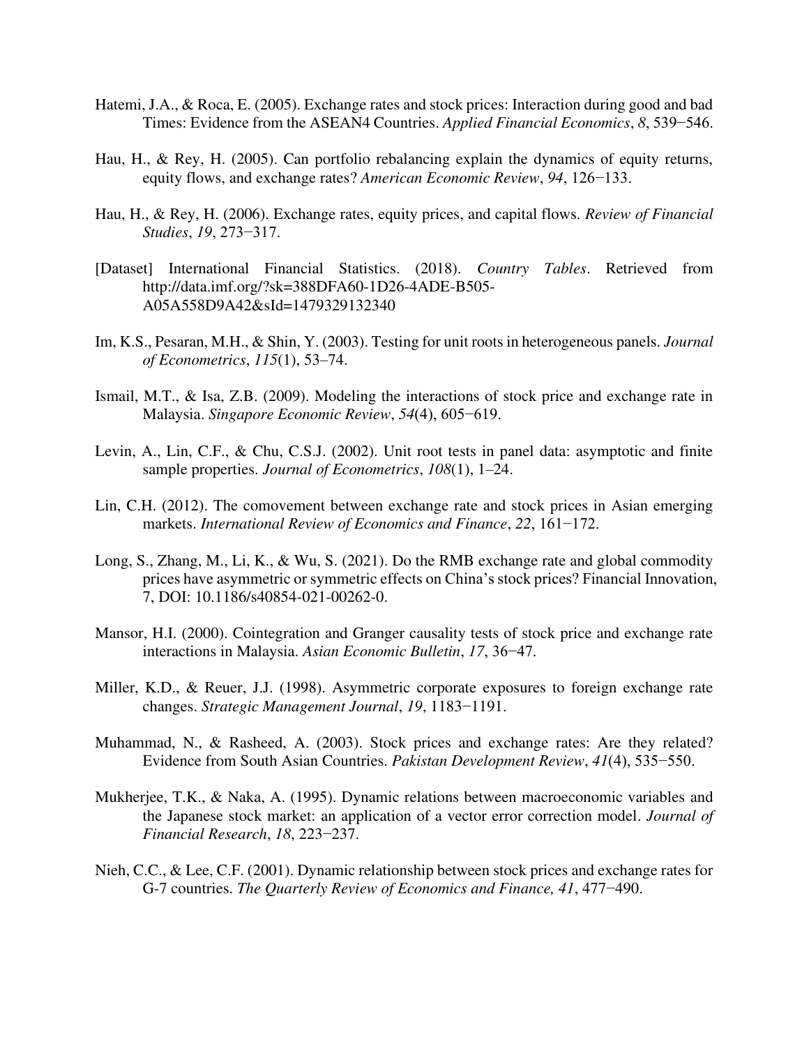Hatemi, J.A., & Roca, E. (2005). Exchange rates and stock prices: Interaction during good and bad Times: Evidence from the ASEAN4 Countries. *Applied Financial Economics*, *8*, 539−546.

Hau, H., & Rey, H. (2005). Can portfolio rebalancing explain the dynamics of equity returns, equity flows, and exchange rates? *American Economic Review*, *94*, 126−133.

Hau, H., & Rey, H. (2006). Exchange rates, equity prices, and capital flows. *Review of Financial Studies*, *19*, 273−317.

[Dataset] International Financial Statistics. (2018). *Country Tables*. Retrieved from http://data.imf.org/?sk=388DFA60-1D26-4ADE-B505-A05A558D9A42&sId=1479329132340

Im, K.S., Pesaran, M.H., & Shin, Y. (2003). Testing for unit roots in heterogeneous panels. *Journal of Econometrics*, *115*(1), 53–74.

Ismail, M.T., & Isa, Z.B. (2009). Modeling the interactions of stock price and exchange rate in Malaysia. *Singapore Economic Review*, *54*(4), 605−619.

Levin, A., Lin, C.F., & Chu, C.S.J. (2002). Unit root tests in panel data: asymptotic and finite sample properties. *Journal of Econometrics*, *108*(1), 1–24.

Lin, C.H. (2012). The comovement between exchange rate and stock prices in Asian emerging markets. *International Review of Economics and Finance*, *22*, 161−172.

Long, S., Zhang, M., Li, K., & Wu, S. (2021). Do the RMB exchange rate and global commodity prices have asymmetric or symmetric effects on China's stock prices? Financial Innovation, 7, DOI: 10.1186/s40854-021-00262-0.

Mansor, H.I. (2000). Cointegration and Granger causality tests of stock price and exchange rate interactions in Malaysia. *Asian Economic Bulletin*, *17*, 36−47.

Miller, K.D., & Reuer, J.J. (1998). Asymmetric corporate exposures to foreign exchange rate changes. *Strategic Management Journal*, *19*, 1183−1191.

Muhammad, N., & Rasheed, A. (2003). Stock prices and exchange rates: Are they related? Evidence from South Asian Countries. *Pakistan Development Review*, *41*(4), 535−550.

Mukherjee, T.K., & Naka, A. (1995). Dynamic relations between macroeconomic variables and the Japanese stock market: an application of a vector error correction model. *Journal of Financial Research*, *18*, 223−237.

Nieh, C.C., & Lee, C.F. (2001). Dynamic relationship between stock prices and exchange rates for G-7 countries. *The Quarterly Review of Economics and Finance, 41*, 477−490.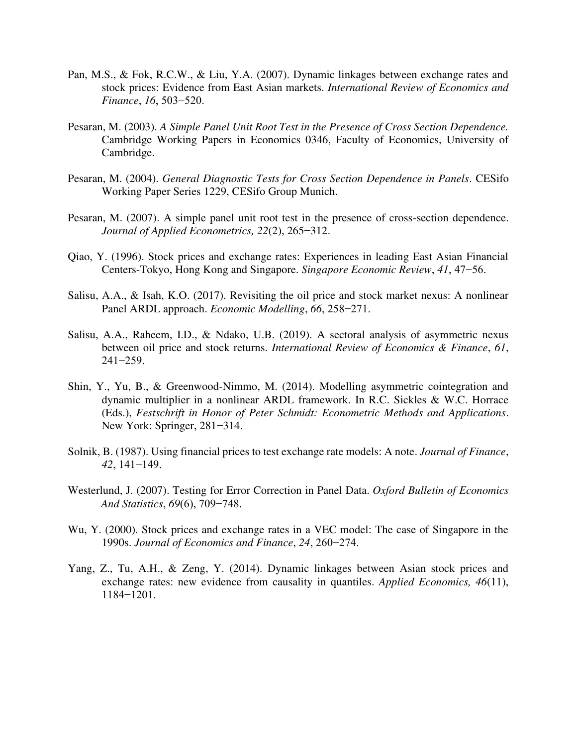Pan, M.S., & Fok, R.C.W., & Liu, Y.A. (2007). Dynamic linkages between exchange rates and stock prices: Evidence from East Asian markets. *International Review of Economics and Finance*, *16*, 503−520.

Pesaran, M. (2003). *A Simple Panel Unit Root Test in the Presence of Cross Section Dependence.* Cambridge Working Papers in Economics 0346, Faculty of Economics, University of Cambridge.

Pesaran, M. (2004). *General Diagnostic Tests for Cross Section Dependence in Panels*. CESifo Working Paper Series 1229, CESifo Group Munich.

Pesaran, M. (2007). A simple panel unit root test in the presence of cross-section dependence. *Journal of Applied Econometrics, 22*(2), 265−312.

Qiao, Y. (1996). Stock prices and exchange rates: Experiences in leading East Asian Financial Centers-Tokyo, Hong Kong and Singapore. *Singapore Economic Review*, *41*, 47−56.

Salisu, A.A., & Isah, K.O. (2017). Revisiting the oil price and stock market nexus: A nonlinear Panel ARDL approach. *Economic Modelling*, *66*, 258−271.

Salisu, A.A., Raheem, I.D., & Ndako, U.B. (2019). A sectoral analysis of asymmetric nexus between oil price and stock returns. *International Review of Economics & Finance*, *61*, 241−259.

Shin, Y., Yu, B., & Greenwood-Nimmo, M. (2014). Modelling asymmetric cointegration and dynamic multiplier in a nonlinear ARDL framework. In R.C. Sickles & W.C. Horrace (Eds.), *Festschrift in Honor of Peter Schmidt: Econometric Methods and Applications*. New York: Springer, 281−314.

Solnik, B. (1987). Using financial prices to test exchange rate models: A note. *Journal of Finance*, *42*, 141−149.

Westerlund, J. (2007). Testing for Error Correction in Panel Data. *Oxford Bulletin of Economics And Statistics*, *69*(6), 709−748.

Wu, Y. (2000). Stock prices and exchange rates in a VEC model: The case of Singapore in the 1990s. *Journal of Economics and Finance*, *24*, 260−274.

Yang, Z., Tu, A.H., & Zeng, Y. (2014). Dynamic linkages between Asian stock prices and exchange rates: new evidence from causality in quantiles. *Applied Economics, 46*(11), 1184−1201.